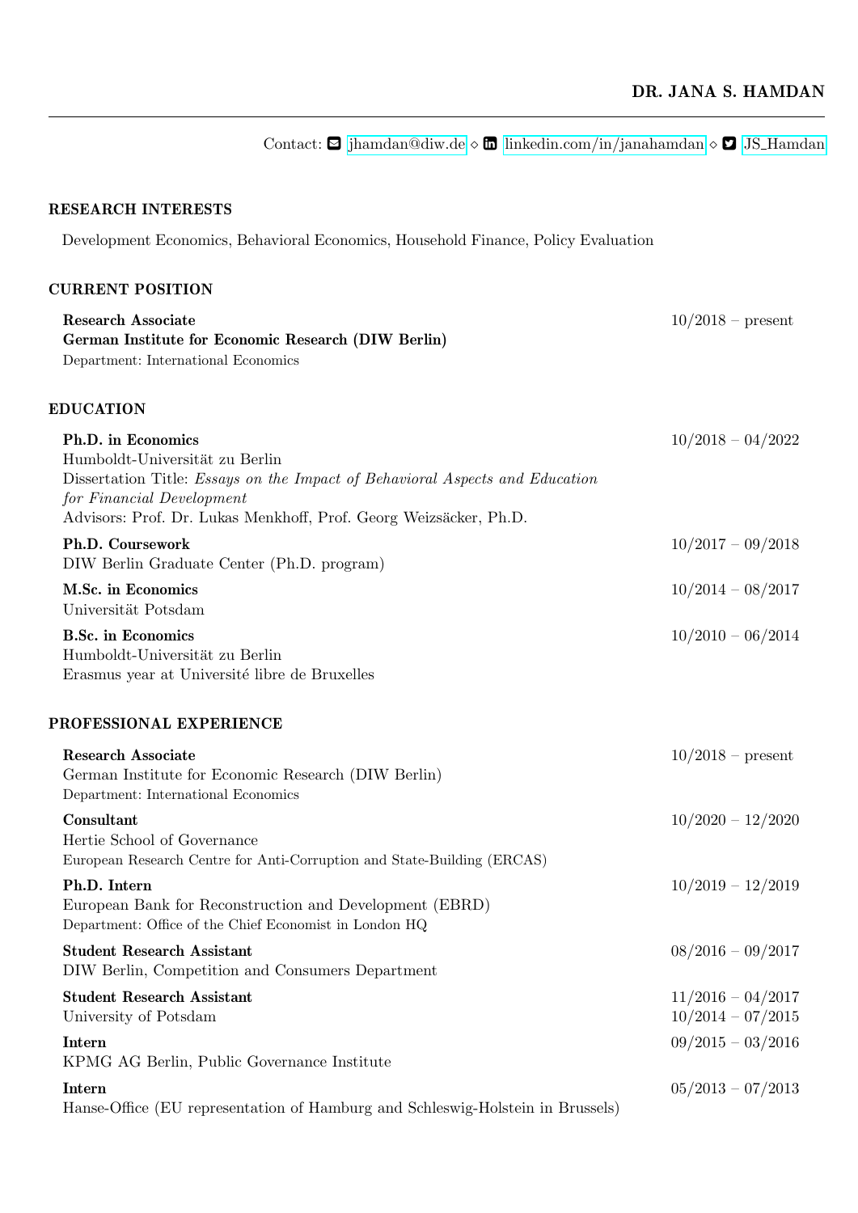# DR. JANA S. HAMDAN

Contact: jhamdan@diw.de ⋄ linkedin.com/in/janahamdan ⋄ JS_Hamdan

## RESEARCH INTERESTS

Development Economics, Behavioral Economics, Household Finance, Policy Evaluation

## CURRENT POSITION

**Research Associate** — 10/2018 – present
**German Institute for Economic Research (DIW Berlin)**
Department: International Economics

## EDUCATION

**Ph.D. in Economics** — 10/2018 – 04/2022
Humboldt-Universität zu Berlin
Dissertation Title: *Essays on the Impact of Behavioral Aspects and Education for Financial Development*
Advisors: Prof. Dr. Lukas Menkhoff, Prof. Georg Weizsäcker, Ph.D.

**Ph.D. Coursework** — 10/2017 – 09/2018
DIW Berlin Graduate Center (Ph.D. program)

**M.Sc. in Economics** — 10/2014 – 08/2017
Universität Potsdam

**B.Sc. in Economics** — 10/2010 – 06/2014
Humboldt-Universität zu Berlin
Erasmus year at Université libre de Bruxelles

## PROFESSIONAL EXPERIENCE

**Research Associate** — 10/2018 – present
German Institute for Economic Research (DIW Berlin)
Department: International Economics

**Consultant** — 10/2020 – 12/2020
Hertie School of Governance
European Research Centre for Anti-Corruption and State-Building (ERCAS)

**Ph.D. Intern** — 10/2019 – 12/2019
European Bank for Reconstruction and Development (EBRD)
Department: Office of the Chief Economist in London HQ

**Student Research Assistant** — 08/2016 – 09/2017
DIW Berlin, Competition and Consumers Department

**Student Research Assistant** — 11/2016 – 04/2017; 10/2014 – 07/2015
University of Potsdam

**Intern** — 09/2015 – 03/2016
KPMG AG Berlin, Public Governance Institute

**Intern** — 05/2013 – 07/2013
Hanse-Office (EU representation of Hamburg and Schleswig-Holstein in Brussels)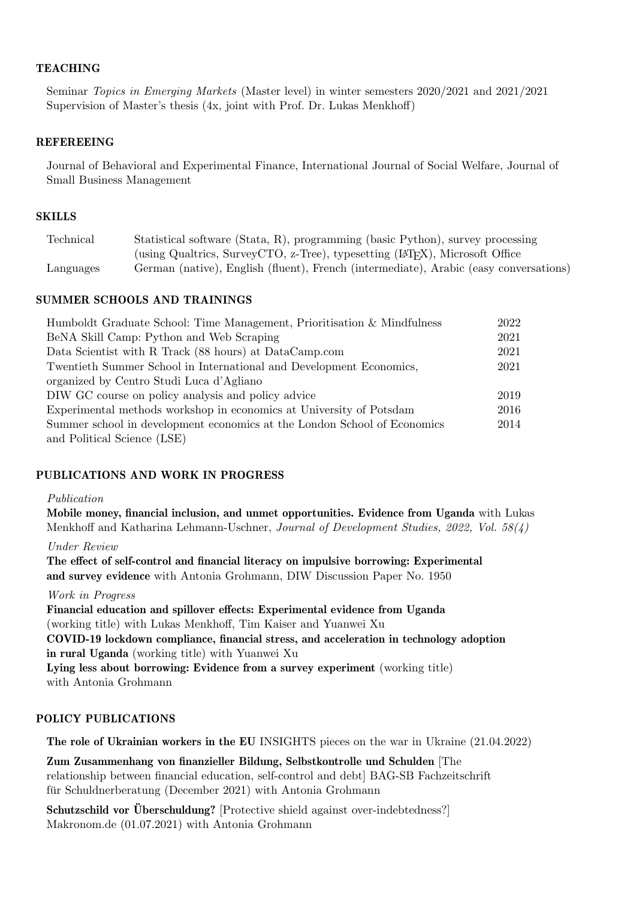## TEACHING

Seminar *Topics in Emerging Markets* (Master level) in winter semesters 2020/2021 and 2021/2021
Supervision of Master's thesis (4x, joint with Prof. Dr. Lukas Menkhoff)

## REFEREEING

Journal of Behavioral and Experimental Finance, International Journal of Social Welfare, Journal of Small Business Management

## SKILLS

| | |
|---|---|
| Technical | Statistical software (Stata, R), programming (basic Python), survey processing (using Qualtrics, SurveyCTO, z-Tree), typesetting (LaTeX), Microsoft Office |
| Languages | German (native), English (fluent), French (intermediate), Arabic (easy conversations) |

## SUMMER SCHOOLS AND TRAININGS

| | |
|---|---|
| Humboldt Graduate School: Time Management, Prioritisation & Mindfulness | 2022 |
| BeNA Skill Camp: Python and Web Scraping | 2021 |
| Data Scientist with R Track (88 hours) at DataCamp.com | 2021 |
| Twentieth Summer School in International and Development Economics, organized by Centro Studi Luca d'Agliano | 2021 |
| DIW GC course on policy analysis and policy advice | 2019 |
| Experimental methods workshop in economics at University of Potsdam | 2016 |
| Summer school in development economics at the London School of Economics and Political Science (LSE) | 2014 |

## PUBLICATIONS AND WORK IN PROGRESS

*Publication*

**Mobile money, financial inclusion, and unmet opportunities. Evidence from Uganda** with Lukas Menkhoff and Katharina Lehmann-Uschner, *Journal of Development Studies, 2022, Vol. 58(4)*

*Under Review*

**The effect of self-control and financial literacy on impulsive borrowing: Experimental and survey evidence** with Antonia Grohmann, DIW Discussion Paper No. 1950

*Work in Progress*

**Financial education and spillover effects: Experimental evidence from Uganda** (working title) with Lukas Menkhoff, Tim Kaiser and Yuanwei Xu
**COVID-19 lockdown compliance, financial stress, and acceleration in technology adoption in rural Uganda** (working title) with Yuanwei Xu
**Lying less about borrowing: Evidence from a survey experiment** (working title) with Antonia Grohmann

## POLICY PUBLICATIONS

**The role of Ukrainian workers in the EU** INSIGHTS pieces on the war in Ukraine (21.04.2022)

**Zum Zusammenhang von finanzieller Bildung, Selbstkontrolle und Schulden** [The relationship between financial education, self-control and debt] BAG-SB Fachzeitschrift für Schuldnerberatung (December 2021) with Antonia Grohmann

**Schutzschild vor Überschuldung?** [Protective shield against over-indebtedness?] Makronom.de (01.07.2021) with Antonia Grohmann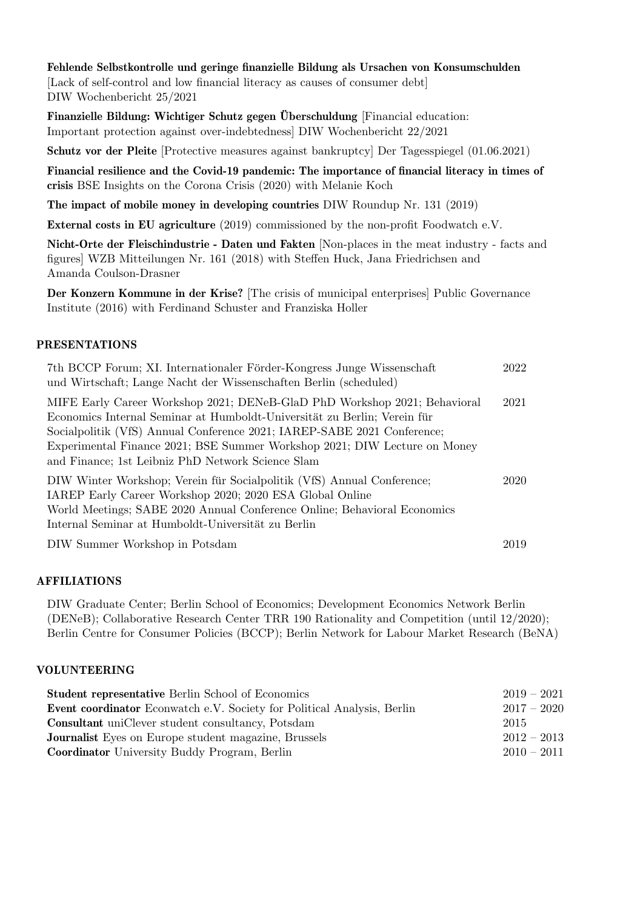**Fehlende Selbstkontrolle und geringe finanzielle Bildung als Ursachen von Konsumschulden** [Lack of self-control and low financial literacy as causes of consumer debt] DIW Wochenbericht 25/2021

**Finanzielle Bildung: Wichtiger Schutz gegen Überschuldung** [Financial education: Important protection against over-indebtedness] DIW Wochenbericht 22/2021

**Schutz vor der Pleite** [Protective measures against bankruptcy] Der Tagesspiegel (01.06.2021)

**Financial resilience and the Covid-19 pandemic: The importance of financial literacy in times of crisis** BSE Insights on the Corona Crisis (2020) with Melanie Koch

**The impact of mobile money in developing countries** DIW Roundup Nr. 131 (2019)

**External costs in EU agriculture** (2019) commissioned by the non-profit Foodwatch e.V.

**Nicht-Orte der Fleischindustrie - Daten und Fakten** [Non-places in the meat industry - facts and figures] WZB Mitteilungen Nr. 161 (2018) with Steffen Huck, Jana Friedrichsen and Amanda Coulson-Drasner

**Der Konzern Kommune in der Krise?** [The crisis of municipal enterprises] Public Governance Institute (2016) with Ferdinand Schuster and Franziska Holler

## PRESENTATIONS

| | |
|---|---|
| 7th BCCP Forum; XI. Internationaler Förder-Kongress Junge Wissenschaft und Wirtschaft; Lange Nacht der Wissenschaften Berlin (scheduled) | 2022 |
| MIFE Early Career Workshop 2021; DENeB-GlaD PhD Workshop 2021; Behavioral Economics Internal Seminar at Humboldt-Universität zu Berlin; Verein für Socialpolitik (VfS) Annual Conference 2021; IAREP-SABE 2021 Conference; Experimental Finance 2021; BSE Summer Workshop 2021; DIW Lecture on Money and Finance; 1st Leibniz PhD Network Science Slam | 2021 |
| DIW Winter Workshop; Verein für Socialpolitik (VfS) Annual Conference; IAREP Early Career Workshop 2020; 2020 ESA Global Online World Meetings; SABE 2020 Annual Conference Online; Behavioral Economics Internal Seminar at Humboldt-Universität zu Berlin | 2020 |
| DIW Summer Workshop in Potsdam | 2019 |

## AFFILIATIONS

DIW Graduate Center; Berlin School of Economics; Development Economics Network Berlin (DENeB); Collaborative Research Center TRR 190 Rationality and Competition (until 12/2020); Berlin Centre for Consumer Policies (BCCP); Berlin Network for Labour Market Research (BeNA)

## VOLUNTEERING

| | |
|---|---|
| **Student representative** Berlin School of Economics | 2019 – 2021 |
| **Event coordinator** Econwatch e.V. Society for Political Analysis, Berlin | 2017 – 2020 |
| **Consultant** uniClever student consultancy, Potsdam | 2015 |
| **Journalist** Eyes on Europe student magazine, Brussels | 2012 – 2013 |
| **Coordinator** University Buddy Program, Berlin | 2010 – 2011 |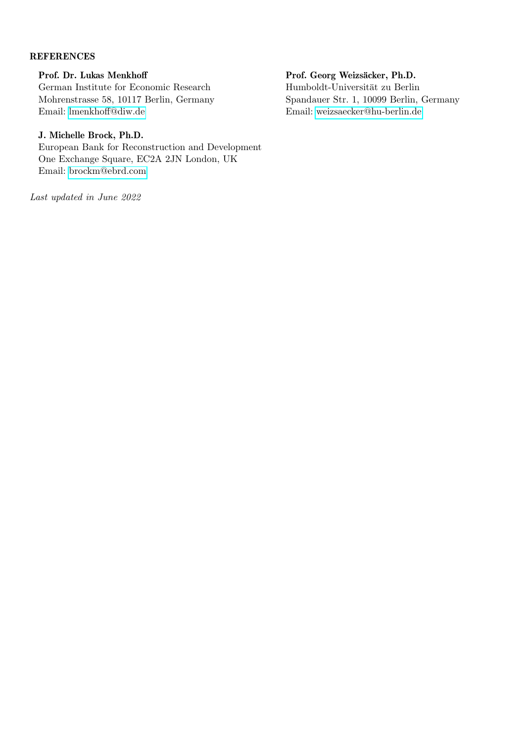## REFERENCES

**Prof. Dr. Lukas Menkhoff**
German Institute for Economic Research
Mohrenstrasse 58, 10117 Berlin, Germany
Email: lmenkhoff@diw.de

**J. Michelle Brock, Ph.D.**
European Bank for Reconstruction and Development
One Exchange Square, EC2A 2JN London, UK
Email: brockm@ebrd.com

**Prof. Georg Weizsäcker, Ph.D.**
Humboldt-Universität zu Berlin
Spandauer Str. 1, 10099 Berlin, Germany
Email: weizsaecker@hu-berlin.de

*Last updated in June 2022*